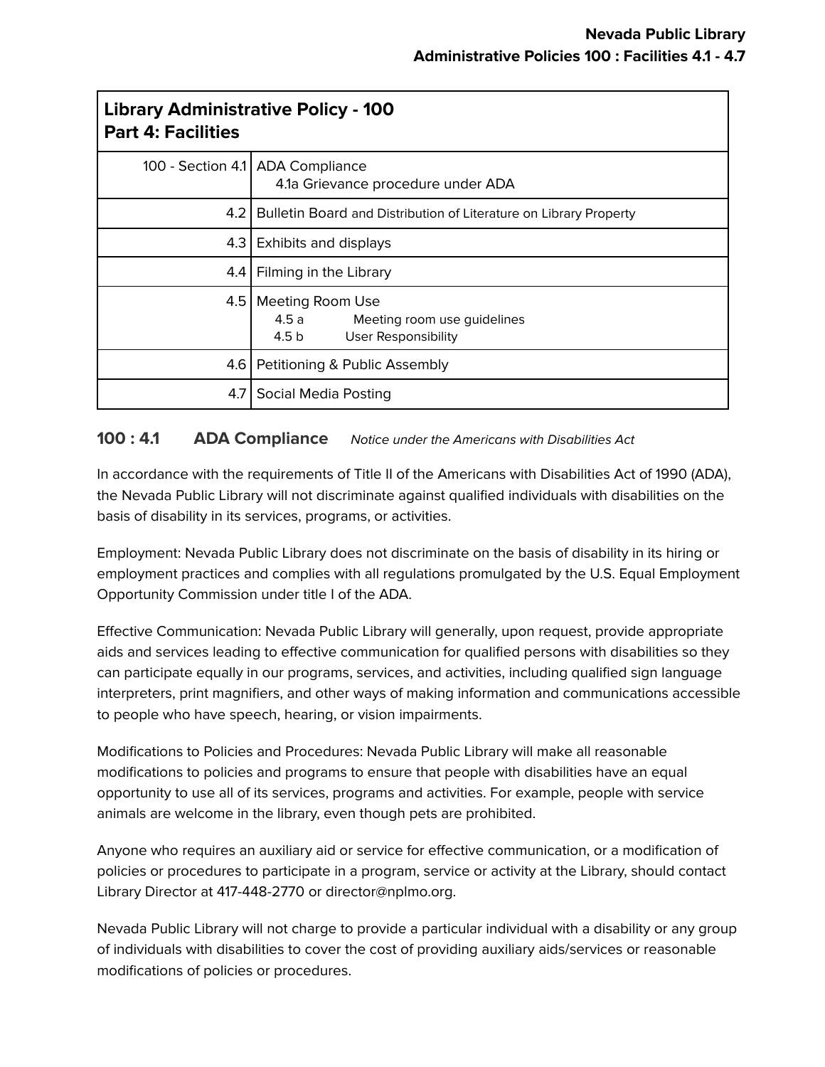| Library Administrative Policy - 100<br>Part 4: Facilities | |
|---|---|
| 100 - Section 4.1 | ADA Compliance<br>4.1a Grievance procedure under ADA |
| 4.2 | Bulletin Board and Distribution of Literature on Library Property |
| 4.3 | Exhibits and displays |
| 4.4 | Filming in the Library |
| 4.5 | Meeting Room Use<br>4.5 a Meeting room use guidelines<br>4.5 b User Responsibility |
| 4.6 | Petitioning & Public Assembly |
| 4.7 | Social Media Posting |

### 100 : 4.1 ADA Compliance *Notice under the Americans with Disabilities Act*

In accordance with the requirements of Title II of the Americans with Disabilities Act of 1990 (ADA), the Nevada Public Library will not discriminate against qualified individuals with disabilities on the basis of disability in its services, programs, or activities.

Employment: Nevada Public Library does not discriminate on the basis of disability in its hiring or employment practices and complies with all regulations promulgated by the U.S. Equal Employment Opportunity Commission under title I of the ADA.

Effective Communication: Nevada Public Library will generally, upon request, provide appropriate aids and services leading to effective communication for qualified persons with disabilities so they can participate equally in our programs, services, and activities, including qualified sign language interpreters, print magnifiers, and other ways of making information and communications accessible to people who have speech, hearing, or vision impairments.

Modifications to Policies and Procedures: Nevada Public Library will make all reasonable modifications to policies and programs to ensure that people with disabilities have an equal opportunity to use all of its services, programs and activities. For example, people with service animals are welcome in the library, even though pets are prohibited.

Anyone who requires an auxiliary aid or service for effective communication, or a modification of policies or procedures to participate in a program, service or activity at the Library, should contact Library Director at 417-448-2770 or director@nplmo.org.

Nevada Public Library will not charge to provide a particular individual with a disability or any group of individuals with disabilities to cover the cost of providing auxiliary aids/services or reasonable modifications of policies or procedures.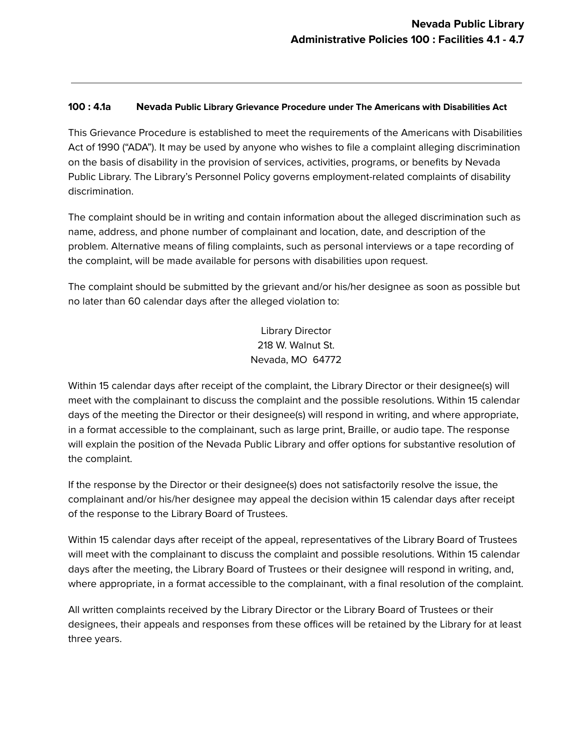### 100 : 4.1a Nevada Public Library Grievance Procedure under The Americans with Disabilities Act

This Grievance Procedure is established to meet the requirements of the Americans with Disabilities Act of 1990 ("ADA"). It may be used by anyone who wishes to file a complaint alleging discrimination on the basis of disability in the provision of services, activities, programs, or benefits by Nevada Public Library. The Library's Personnel Policy governs employment-related complaints of disability discrimination.

The complaint should be in writing and contain information about the alleged discrimination such as name, address, and phone number of complainant and location, date, and description of the problem. Alternative means of filing complaints, such as personal interviews or a tape recording of the complaint, will be made available for persons with disabilities upon request.

The complaint should be submitted by the grievant and/or his/her designee as soon as possible but no later than 60 calendar days after the alleged violation to:

Library Director  
218 W. Walnut St.  
Nevada, MO 64772

Within 15 calendar days after receipt of the complaint, the Library Director or their designee(s) will meet with the complainant to discuss the complaint and the possible resolutions. Within 15 calendar days of the meeting the Director or their designee(s) will respond in writing, and where appropriate, in a format accessible to the complainant, such as large print, Braille, or audio tape. The response will explain the position of the Nevada Public Library and offer options for substantive resolution of the complaint.

If the response by the Director or their designee(s) does not satisfactorily resolve the issue, the complainant and/or his/her designee may appeal the decision within 15 calendar days after receipt of the response to the Library Board of Trustees.

Within 15 calendar days after receipt of the appeal, representatives of the Library Board of Trustees will meet with the complainant to discuss the complaint and possible resolutions. Within 15 calendar days after the meeting, the Library Board of Trustees or their designee will respond in writing, and, where appropriate, in a format accessible to the complainant, with a final resolution of the complaint.

All written complaints received by the Library Director or the Library Board of Trustees or their designees, their appeals and responses from these offices will be retained by the Library for at least three years.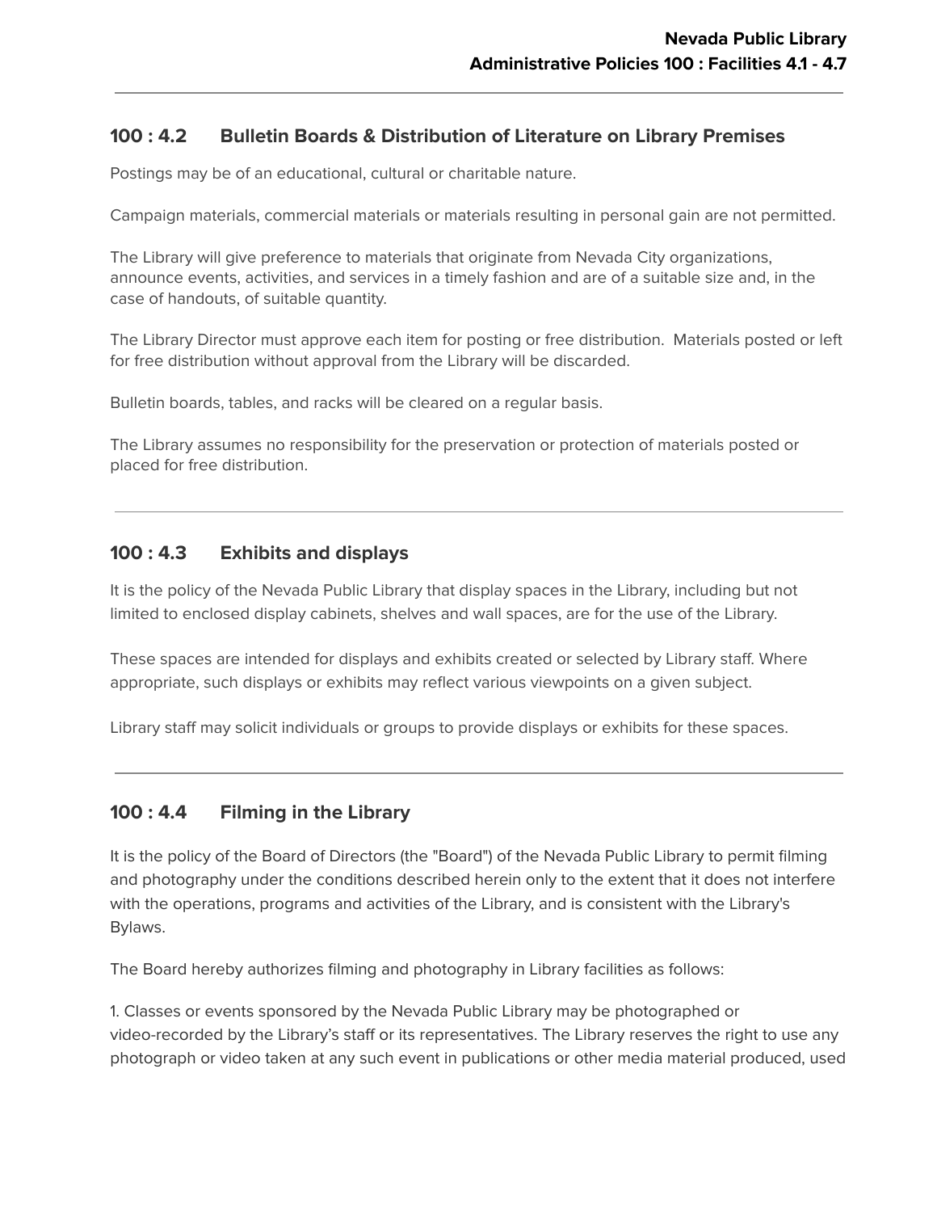## 100 : 4.2 Bulletin Boards & Distribution of Literature on Library Premises

Postings may be of an educational, cultural or charitable nature.

Campaign materials, commercial materials or materials resulting in personal gain are not permitted.

The Library will give preference to materials that originate from Nevada City organizations, announce events, activities, and services in a timely fashion and are of a suitable size and, in the case of handouts, of suitable quantity.

The Library Director must approve each item for posting or free distribution. Materials posted or left for free distribution without approval from the Library will be discarded.

Bulletin boards, tables, and racks will be cleared on a regular basis.

The Library assumes no responsibility for the preservation or protection of materials posted or placed for free distribution.

---

## 100 : 4.3 Exhibits and displays

It is the policy of the Nevada Public Library that display spaces in the Library, including but not limited to enclosed display cabinets, shelves and wall spaces, are for the use of the Library.

These spaces are intended for displays and exhibits created or selected by Library staff. Where appropriate, such displays or exhibits may reflect various viewpoints on a given subject.

Library staff may solicit individuals or groups to provide displays or exhibits for these spaces.

---

## 100 : 4.4 Filming in the Library

It is the policy of the Board of Directors (the "Board") of the Nevada Public Library to permit filming and photography under the conditions described herein only to the extent that it does not interfere with the operations, programs and activities of the Library, and is consistent with the Library's Bylaws.

The Board hereby authorizes filming and photography in Library facilities as follows:

1. Classes or events sponsored by the Nevada Public Library may be photographed or video-recorded by the Library's staff or its representatives. The Library reserves the right to use any photograph or video taken at any such event in publications or other media material produced, used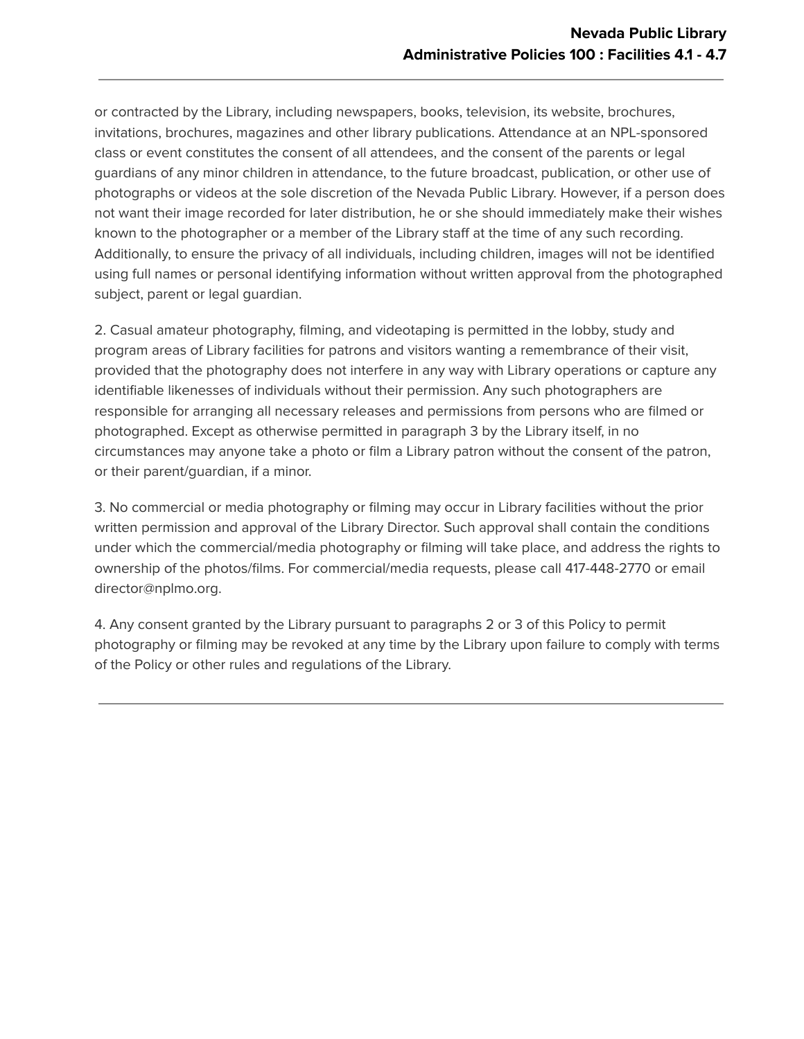or contracted by the Library, including newspapers, books, television, its website, brochures, invitations, brochures, magazines and other library publications. Attendance at an NPL-sponsored class or event constitutes the consent of all attendees, and the consent of the parents or legal guardians of any minor children in attendance, to the future broadcast, publication, or other use of photographs or videos at the sole discretion of the Nevada Public Library. However, if a person does not want their image recorded for later distribution, he or she should immediately make their wishes known to the photographer or a member of the Library staff at the time of any such recording. Additionally, to ensure the privacy of all individuals, including children, images will not be identified using full names or personal identifying information without written approval from the photographed subject, parent or legal guardian.

2. Casual amateur photography, filming, and videotaping is permitted in the lobby, study and program areas of Library facilities for patrons and visitors wanting a remembrance of their visit, provided that the photography does not interfere in any way with Library operations or capture any identifiable likenesses of individuals without their permission. Any such photographers are responsible for arranging all necessary releases and permissions from persons who are filmed or photographed. Except as otherwise permitted in paragraph 3 by the Library itself, in no circumstances may anyone take a photo or film a Library patron without the consent of the patron, or their parent/guardian, if a minor.

3. No commercial or media photography or filming may occur in Library facilities without the prior written permission and approval of the Library Director. Such approval shall contain the conditions under which the commercial/media photography or filming will take place, and address the rights to ownership of the photos/films. For commercial/media requests, please call 417-448-2770 or email director@nplmo.org.

4. Any consent granted by the Library pursuant to paragraphs 2 or 3 of this Policy to permit photography or filming may be revoked at any time by the Library upon failure to comply with terms of the Policy or other rules and regulations of the Library.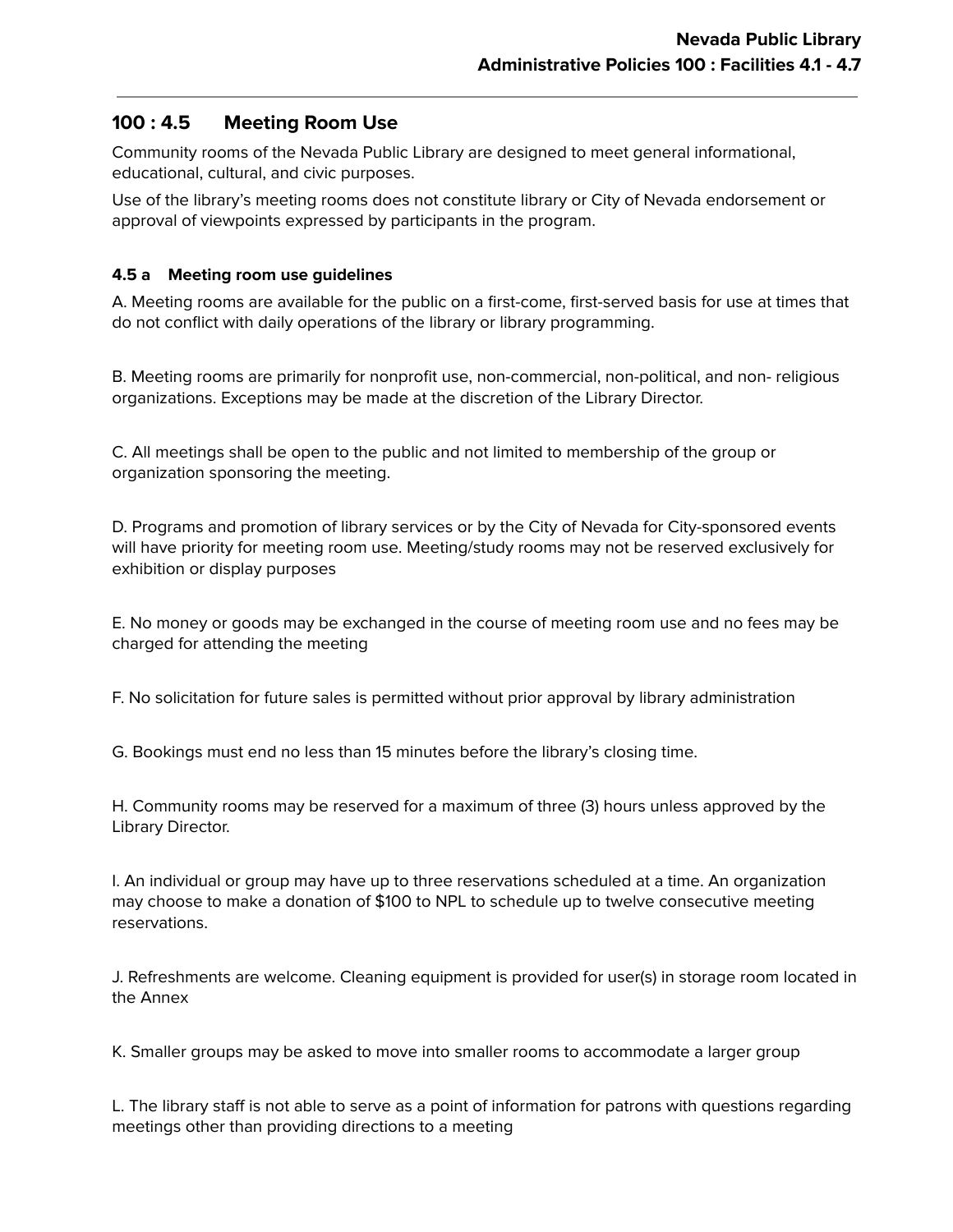## 100 : 4.5 Meeting Room Use

Community rooms of the Nevada Public Library are designed to meet general informational, educational, cultural, and civic purposes.

Use of the library's meeting rooms does not constitute library or City of Nevada endorsement or approval of viewpoints expressed by participants in the program.

### 4.5 a Meeting room use guidelines

A. Meeting rooms are available for the public on a first-come, first-served basis for use at times that do not conflict with daily operations of the library or library programming.

B. Meeting rooms are primarily for nonprofit use, non-commercial, non-political, and non- religious organizations. Exceptions may be made at the discretion of the Library Director.

C. All meetings shall be open to the public and not limited to membership of the group or organization sponsoring the meeting.

D. Programs and promotion of library services or by the City of Nevada for City-sponsored events will have priority for meeting room use. Meeting/study rooms may not be reserved exclusively for exhibition or display purposes

E. No money or goods may be exchanged in the course of meeting room use and no fees may be charged for attending the meeting

F. No solicitation for future sales is permitted without prior approval by library administration

G. Bookings must end no less than 15 minutes before the library's closing time.

H. Community rooms may be reserved for a maximum of three (3) hours unless approved by the Library Director.

I. An individual or group may have up to three reservations scheduled at a time. An organization may choose to make a donation of $100 to NPL to schedule up to twelve consecutive meeting reservations.

J. Refreshments are welcome. Cleaning equipment is provided for user(s) in storage room located in the Annex

K. Smaller groups may be asked to move into smaller rooms to accommodate a larger group

L. The library staff is not able to serve as a point of information for patrons with questions regarding meetings other than providing directions to a meeting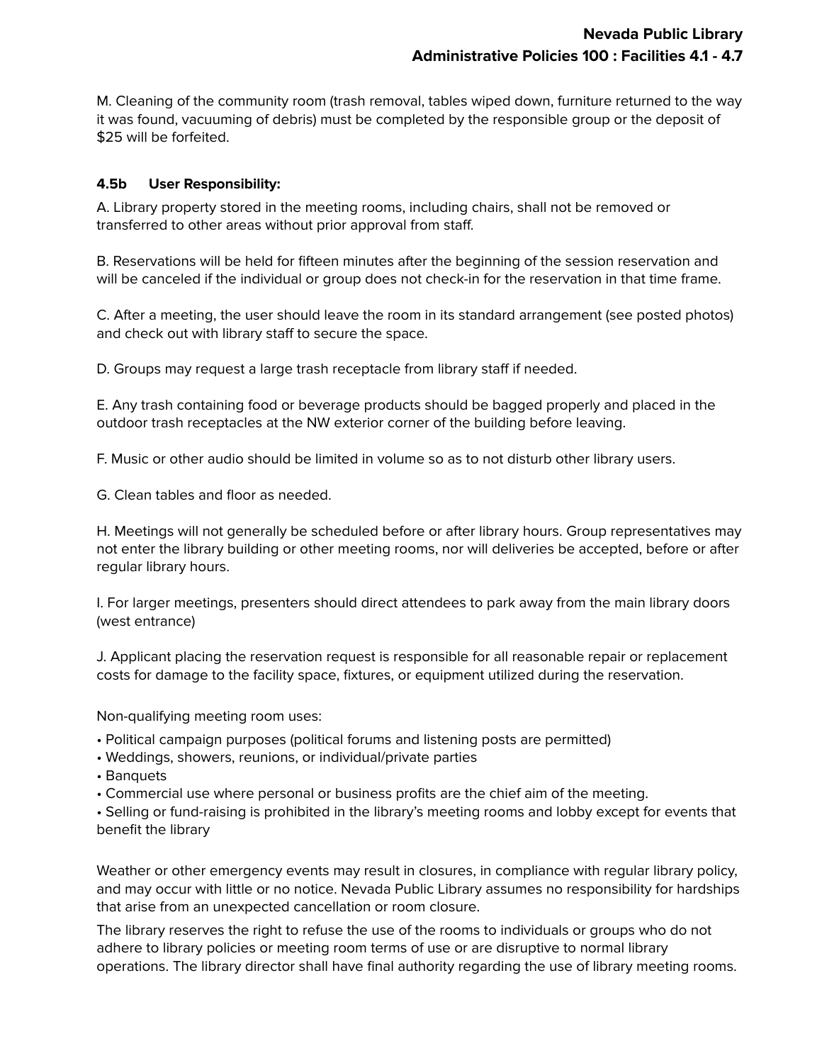M. Cleaning of the community room (trash removal, tables wiped down, furniture returned to the way it was found, vacuuming of debris) must be completed by the responsible group or the deposit of $25 will be forfeited.

**4.5b User Responsibility:**

A. Library property stored in the meeting rooms, including chairs, shall not be removed or transferred to other areas without prior approval from staff.

B. Reservations will be held for fifteen minutes after the beginning of the session reservation and will be canceled if the individual or group does not check-in for the reservation in that time frame.

C. After a meeting, the user should leave the room in its standard arrangement (see posted photos) and check out with library staff to secure the space.

D. Groups may request a large trash receptacle from library staff if needed.

E. Any trash containing food or beverage products should be bagged properly and placed in the outdoor trash receptacles at the NW exterior corner of the building before leaving.

F. Music or other audio should be limited in volume so as to not disturb other library users.

G. Clean tables and floor as needed.

H. Meetings will not generally be scheduled before or after library hours. Group representatives may not enter the library building or other meeting rooms, nor will deliveries be accepted, before or after regular library hours.

I. For larger meetings, presenters should direct attendees to park away from the main library doors (west entrance)

J. Applicant placing the reservation request is responsible for all reasonable repair or replacement costs for damage to the facility space, fixtures, or equipment utilized during the reservation.

Non-qualifying meeting room uses:

- Political campaign purposes (political forums and listening posts are permitted)
- Weddings, showers, reunions, or individual/private parties
- Banquets
- Commercial use where personal or business profits are the chief aim of the meeting.
- Selling or fund-raising is prohibited in the library's meeting rooms and lobby except for events that benefit the library

Weather or other emergency events may result in closures, in compliance with regular library policy, and may occur with little or no notice. Nevada Public Library assumes no responsibility for hardships that arise from an unexpected cancellation or room closure.

The library reserves the right to refuse the use of the rooms to individuals or groups who do not adhere to library policies or meeting room terms of use or are disruptive to normal library operations. The library director shall have final authority regarding the use of library meeting rooms.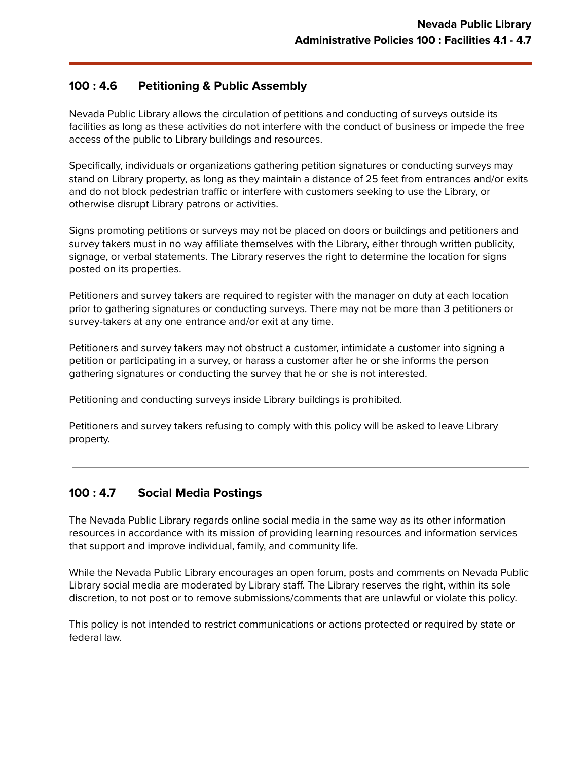## 100 : 4.6 Petitioning & Public Assembly

Nevada Public Library allows the circulation of petitions and conducting of surveys outside its facilities as long as these activities do not interfere with the conduct of business or impede the free access of the public to Library buildings and resources.

Specifically, individuals or organizations gathering petition signatures or conducting surveys may stand on Library property, as long as they maintain a distance of 25 feet from entrances and/or exits and do not block pedestrian traffic or interfere with customers seeking to use the Library, or otherwise disrupt Library patrons or activities.

Signs promoting petitions or surveys may not be placed on doors or buildings and petitioners and survey takers must in no way affiliate themselves with the Library, either through written publicity, signage, or verbal statements. The Library reserves the right to determine the location for signs posted on its properties.

Petitioners and survey takers are required to register with the manager on duty at each location prior to gathering signatures or conducting surveys. There may not be more than 3 petitioners or survey-takers at any one entrance and/or exit at any time.

Petitioners and survey takers may not obstruct a customer, intimidate a customer into signing a petition or participating in a survey, or harass a customer after he or she informs the person gathering signatures or conducting the survey that he or she is not interested.

Petitioning and conducting surveys inside Library buildings is prohibited.

Petitioners and survey takers refusing to comply with this policy will be asked to leave Library property.

---

## 100 : 4.7 Social Media Postings

The Nevada Public Library regards online social media in the same way as its other information resources in accordance with its mission of providing learning resources and information services that support and improve individual, family, and community life.

While the Nevada Public Library encourages an open forum, posts and comments on Nevada Public Library social media are moderated by Library staff. The Library reserves the right, within its sole discretion, to not post or to remove submissions/comments that are unlawful or violate this policy.

This policy is not intended to restrict communications or actions protected or required by state or federal law.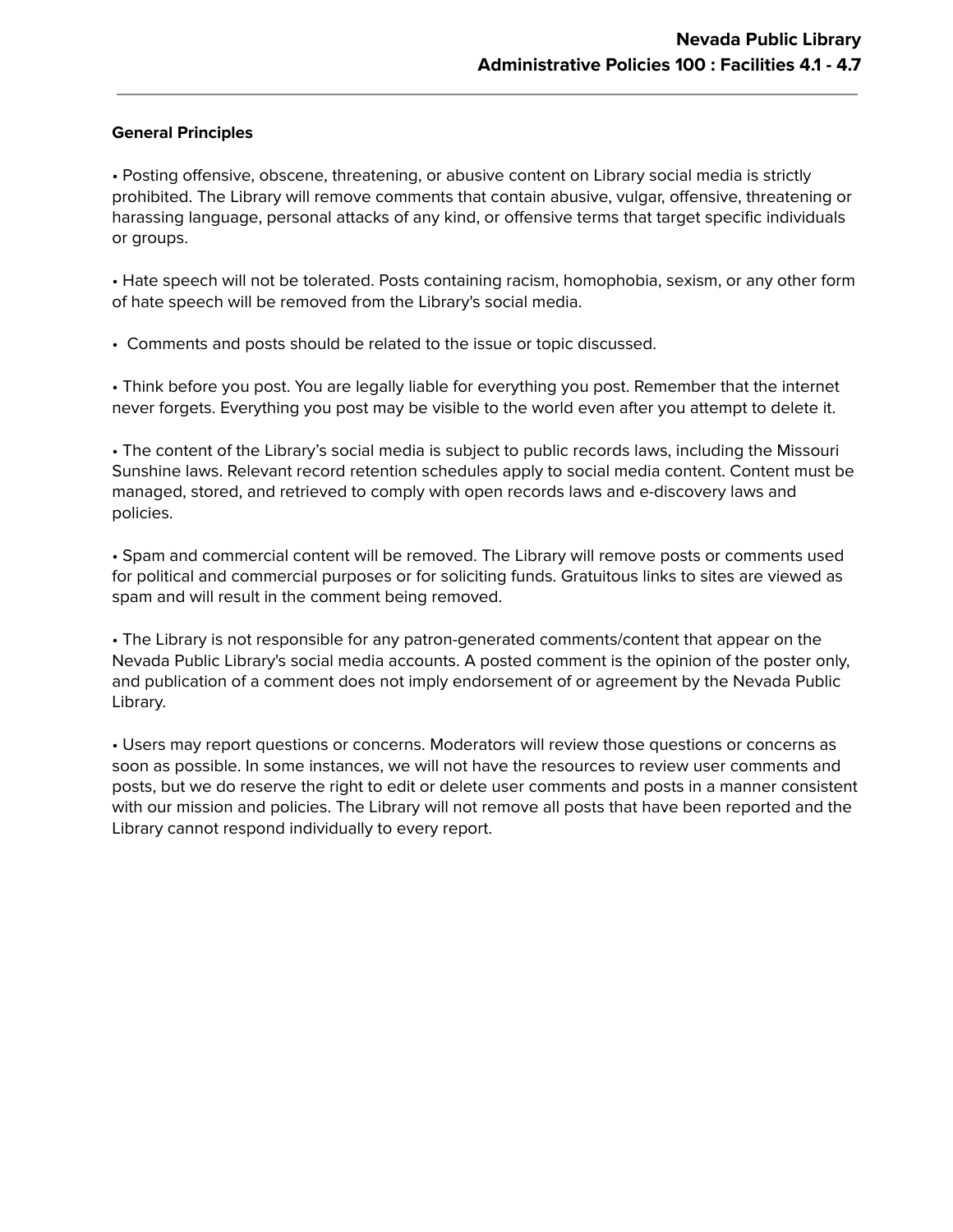**General Principles**

• Posting offensive, obscene, threatening, or abusive content on Library social media is strictly prohibited. The Library will remove comments that contain abusive, vulgar, offensive, threatening or harassing language, personal attacks of any kind, or offensive terms that target specific individuals or groups.

• Hate speech will not be tolerated. Posts containing racism, homophobia, sexism, or any other form of hate speech will be removed from the Library's social media.

• Comments and posts should be related to the issue or topic discussed.

• Think before you post. You are legally liable for everything you post. Remember that the internet never forgets. Everything you post may be visible to the world even after you attempt to delete it.

• The content of the Library's social media is subject to public records laws, including the Missouri Sunshine laws. Relevant record retention schedules apply to social media content. Content must be managed, stored, and retrieved to comply with open records laws and e-discovery laws and policies.

• Spam and commercial content will be removed. The Library will remove posts or comments used for political and commercial purposes or for soliciting funds. Gratuitous links to sites are viewed as spam and will result in the comment being removed.

• The Library is not responsible for any patron-generated comments/content that appear on the Nevada Public Library's social media accounts. A posted comment is the opinion of the poster only, and publication of a comment does not imply endorsement of or agreement by the Nevada Public Library.

• Users may report questions or concerns. Moderators will review those questions or concerns as soon as possible. In some instances, we will not have the resources to review user comments and posts, but we do reserve the right to edit or delete user comments and posts in a manner consistent with our mission and policies. The Library will not remove all posts that have been reported and the Library cannot respond individually to every report.